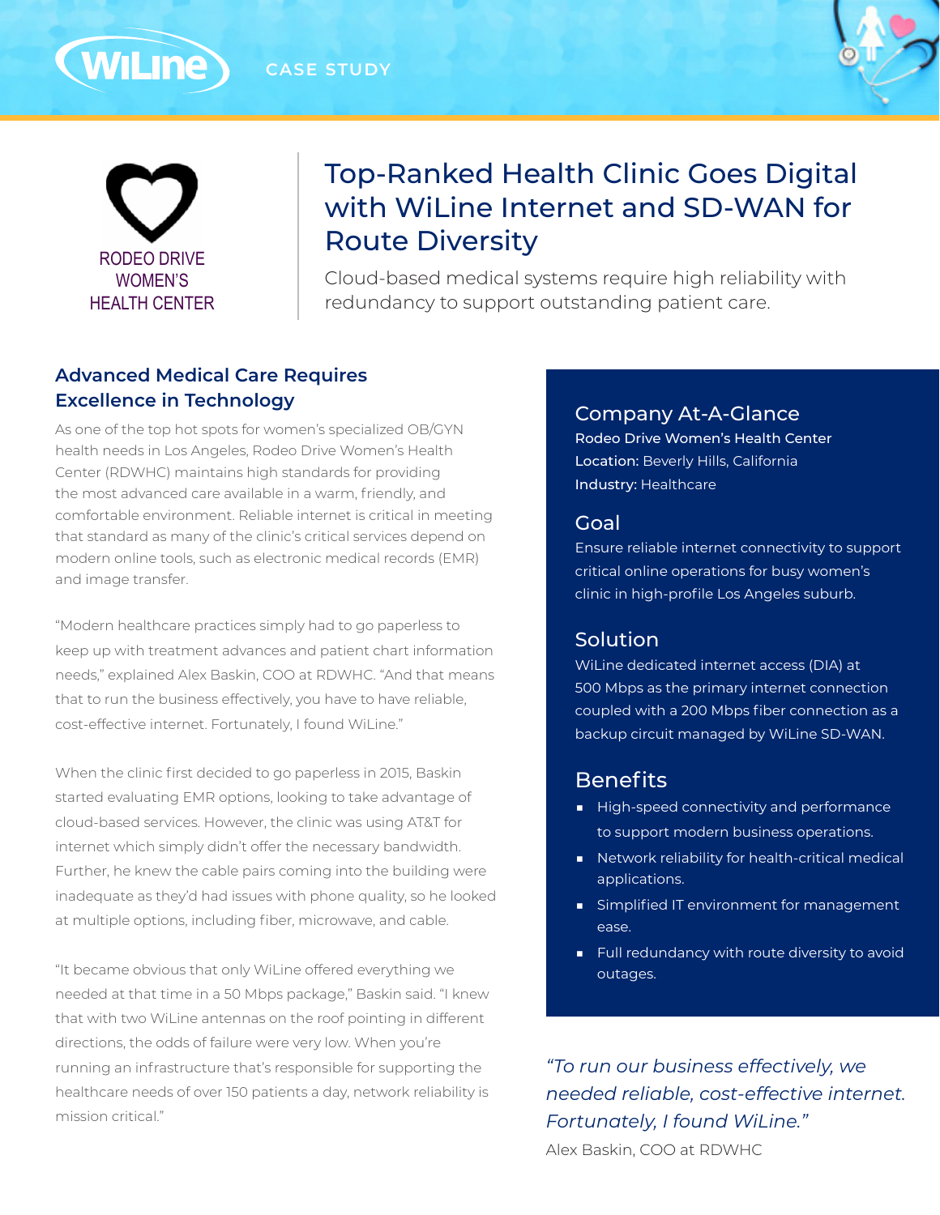CASE STUDY

RODEO DRIVE WOMEN'S HEALTH CENTER

# Top-Ranked Health Clinic Goes Digital with WiLine Internet and SD-WAN for Route Diversity

Cloud-based medical systems require high reliability with redundancy to support outstanding patient care.

## Advanced Medical Care Requires Excellence in Technology

As one of the top hot spots for women's specialized OB/GYN health needs in Los Angeles, Rodeo Drive Women's Health Center (RDWHC) maintains high standards for providing the most advanced care available in a warm, friendly, and comfortable environment. Reliable internet is critical in meeting that standard as many of the clinic's critical services depend on modern online tools, such as electronic medical records (EMR) and image transfer.

"Modern healthcare practices simply had to go paperless to keep up with treatment advances and patient chart information needs," explained Alex Baskin, COO at RDWHC. "And that means that to run the business effectively, you have to have reliable, cost-effective internet. Fortunately, I found WiLine."

When the clinic first decided to go paperless in 2015, Baskin started evaluating EMR options, looking to take advantage of cloud-based services. However, the clinic was using AT&T for internet which simply didn't offer the necessary bandwidth. Further, he knew the cable pairs coming into the building were inadequate as they'd had issues with phone quality, so he looked at multiple options, including fiber, microwave, and cable.

"It became obvious that only WiLine offered everything we needed at that time in a 50 Mbps package," Baskin said. "I knew that with two WiLine antennas on the roof pointing in different directions, the odds of failure were very low. When you're running an infrastructure that's responsible for supporting the healthcare needs of over 150 patients a day, network reliability is mission critical."

## Company At-A-Glance

**Rodeo Drive Women's Health Center**
**Location:** Beverly Hills, California
**Industry:** Healthcare

## Goal

Ensure reliable internet connectivity to support critical online operations for busy women's clinic in high-profile Los Angeles suburb.

## Solution

WiLine dedicated internet access (DIA) at 500 Mbps as the primary internet connection coupled with a 200 Mbps fiber connection as a backup circuit managed by WiLine SD-WAN.

## Benefits

- High-speed connectivity and performance to support modern business operations.
- Network reliability for health-critical medical applications.
- Simplified IT environment for management ease.
- Full redundancy with route diversity to avoid outages.

*"To run our business effectively, we needed reliable, cost-effective internet. Fortunately, I found WiLine."*
Alex Baskin, COO at RDWHC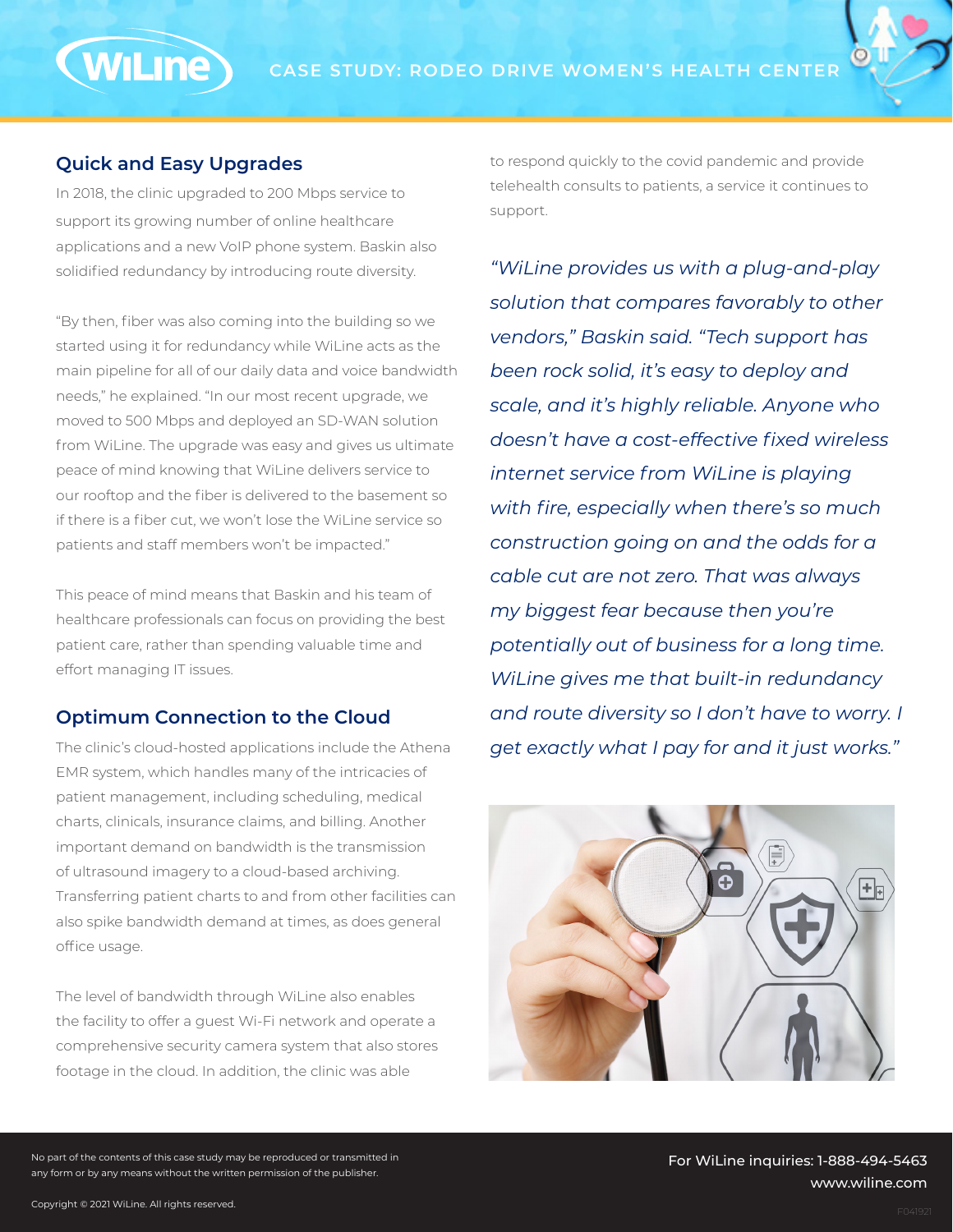## Quick and Easy Upgrades

In 2018, the clinic upgraded to 200 Mbps service to support its growing number of online healthcare applications and a new VoIP phone system. Baskin also solidified redundancy by introducing route diversity.

"By then, fiber was also coming into the building so we started using it for redundancy while WiLine acts as the main pipeline for all of our daily data and voice bandwidth needs," he explained. "In our most recent upgrade, we moved to 500 Mbps and deployed an SD-WAN solution from WiLine. The upgrade was easy and gives us ultimate peace of mind knowing that WiLine delivers service to our rooftop and the fiber is delivered to the basement so if there is a fiber cut, we won't lose the WiLine service so patients and staff members won't be impacted."

This peace of mind means that Baskin and his team of healthcare professionals can focus on providing the best patient care, rather than spending valuable time and effort managing IT issues.

## Optimum Connection to the Cloud

The clinic's cloud-hosted applications include the Athena EMR system, which handles many of the intricacies of patient management, including scheduling, medical charts, clinicals, insurance claims, and billing. Another important demand on bandwidth is the transmission of ultrasound imagery to a cloud-based archiving. Transferring patient charts to and from other facilities can also spike bandwidth demand at times, as does general office usage.

The level of bandwidth through WiLine also enables the facility to offer a guest Wi-Fi network and operate a comprehensive security camera system that also stores footage in the cloud. In addition, the clinic was able to respond quickly to the covid pandemic and provide telehealth consults to patients, a service it continues to support.

*"WiLine provides us with a plug-and-play solution that compares favorably to other vendors," Baskin said. "Tech support has been rock solid, it's easy to deploy and scale, and it's highly reliable. Anyone who doesn't have a cost-effective fixed wireless internet service from WiLine is playing with fire, especially when there's so much construction going on and the odds for a cable cut are not zero. That was always my biggest fear because then you're potentially out of business for a long time. WiLine gives me that built-in redundancy and route diversity so I don't have to worry. I get exactly what I pay for and it just works."*

No part of the contents of this case study may be reproduced or transmitted in any form or by any means without the written permission of the publisher.

Copyright © 2021 WiLine. All rights reserved.

For WiLine inquiries: 1-888-494-5463
www.wiline.com